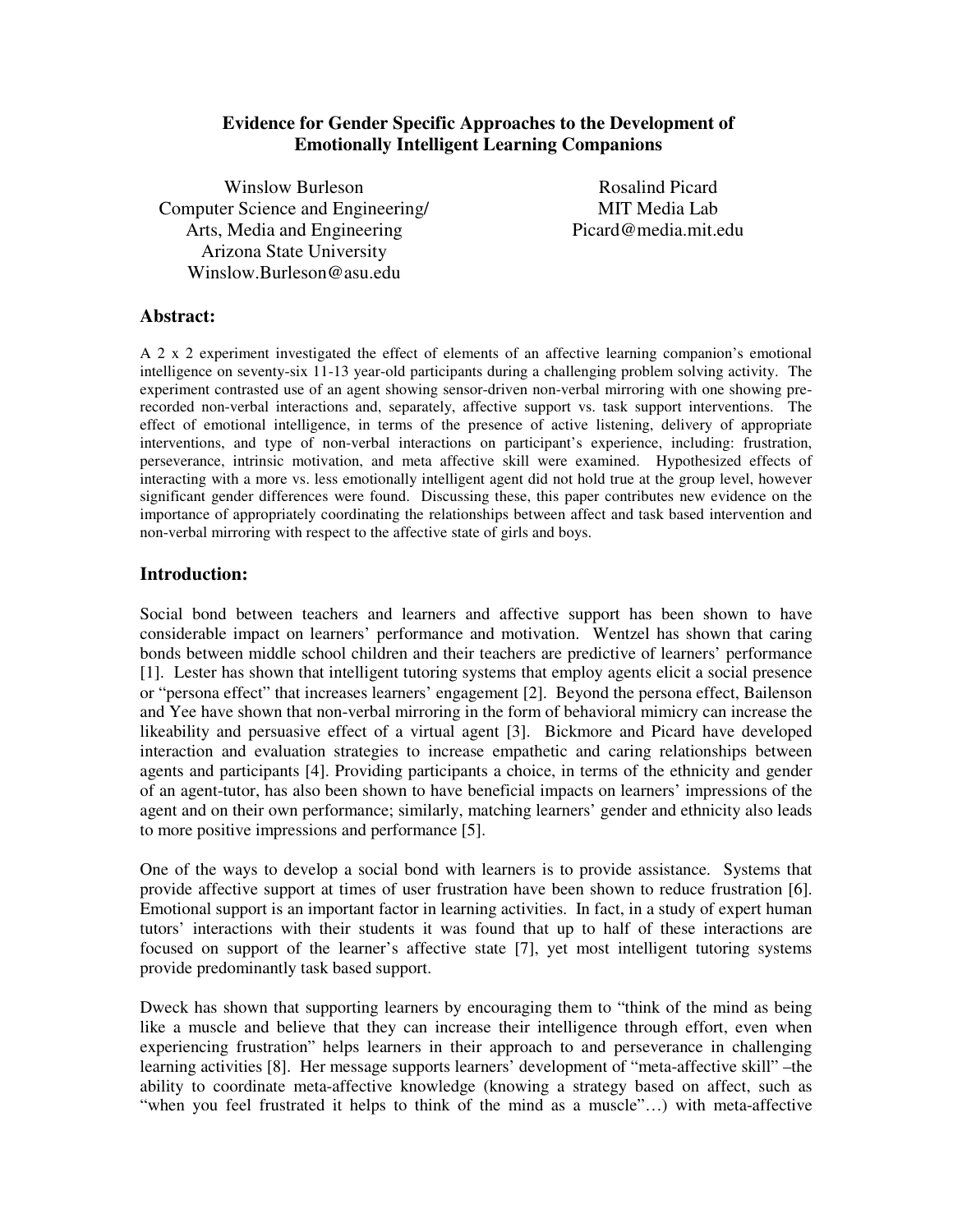# Evidence for Gender Specific Approaches to the Development of Emotionally Intelligent Learning Companions

Winslow Burleson
Computer Science and Engineering/
Arts, Media and Engineering
Arizona State University
Winslow.Burleson@asu.edu

Rosalind Picard
MIT Media Lab
Picard@media.mit.edu

## Abstract:

A 2 x 2 experiment investigated the effect of elements of an affective learning companion's emotional intelligence on seventy-six 11-13 year-old participants during a challenging problem solving activity. The experiment contrasted use of an agent showing sensor-driven non-verbal mirroring with one showing pre-recorded non-verbal interactions and, separately, affective support vs. task support interventions. The effect of emotional intelligence, in terms of the presence of active listening, delivery of appropriate interventions, and type of non-verbal interactions on participant's experience, including: frustration, perseverance, intrinsic motivation, and meta affective skill were examined. Hypothesized effects of interacting with a more vs. less emotionally intelligent agent did not hold true at the group level, however significant gender differences were found. Discussing these, this paper contributes new evidence on the importance of appropriately coordinating the relationships between affect and task based intervention and non-verbal mirroring with respect to the affective state of girls and boys.

## Introduction:

Social bond between teachers and learners and affective support has been shown to have considerable impact on learners' performance and motivation. Wentzel has shown that caring bonds between middle school children and their teachers are predictive of learners' performance [1]. Lester has shown that intelligent tutoring systems that employ agents elicit a social presence or "persona effect" that increases learners' engagement [2]. Beyond the persona effect, Bailenson and Yee have shown that non-verbal mirroring in the form of behavioral mimicry can increase the likeability and persuasive effect of a virtual agent [3]. Bickmore and Picard have developed interaction and evaluation strategies to increase empathetic and caring relationships between agents and participants [4]. Providing participants a choice, in terms of the ethnicity and gender of an agent-tutor, has also been shown to have beneficial impacts on learners' impressions of the agent and on their own performance; similarly, matching learners' gender and ethnicity also leads to more positive impressions and performance [5].

One of the ways to develop a social bond with learners is to provide assistance. Systems that provide affective support at times of user frustration have been shown to reduce frustration [6]. Emotional support is an important factor in learning activities. In fact, in a study of expert human tutors' interactions with their students it was found that up to half of these interactions are focused on support of the learner's affective state [7], yet most intelligent tutoring systems provide predominantly task based support.

Dweck has shown that supporting learners by encouraging them to "think of the mind as being like a muscle and believe that they can increase their intelligence through effort, even when experiencing frustration" helps learners in their approach to and perseverance in challenging learning activities [8]. Her message supports learners' development of "meta-affective skill" –the ability to coordinate meta-affective knowledge (knowing a strategy based on affect, such as "when you feel frustrated it helps to think of the mind as a muscle"…) with meta-affective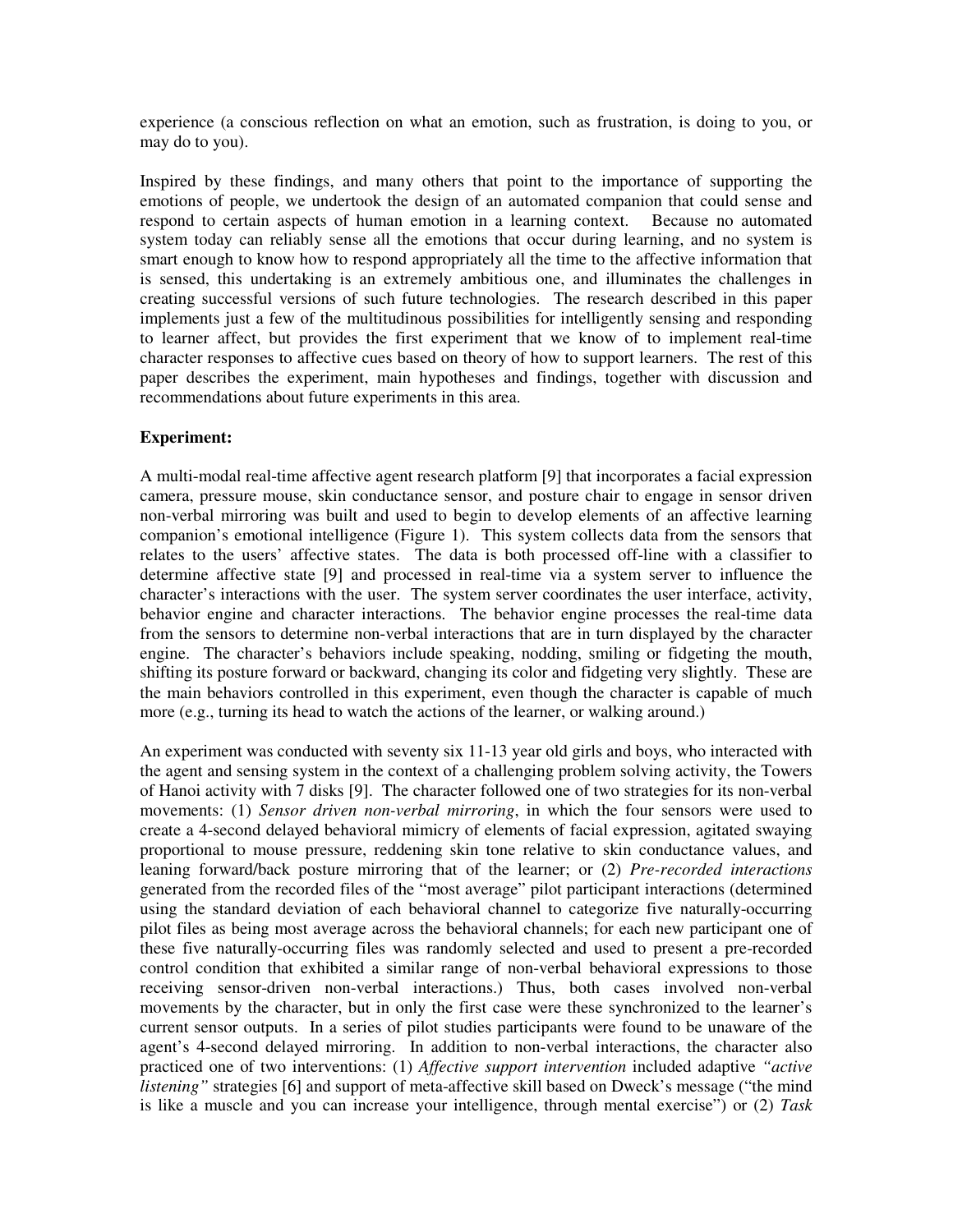experience (a conscious reflection on what an emotion, such as frustration, is doing to you, or may do to you).

Inspired by these findings, and many others that point to the importance of supporting the emotions of people, we undertook the design of an automated companion that could sense and respond to certain aspects of human emotion in a learning context. Because no automated system today can reliably sense all the emotions that occur during learning, and no system is smart enough to know how to respond appropriately all the time to the affective information that is sensed, this undertaking is an extremely ambitious one, and illuminates the challenges in creating successful versions of such future technologies. The research described in this paper implements just a few of the multitudinous possibilities for intelligently sensing and responding to learner affect, but provides the first experiment that we know of to implement real-time character responses to affective cues based on theory of how to support learners. The rest of this paper describes the experiment, main hypotheses and findings, together with discussion and recommendations about future experiments in this area.

**Experiment:**

A multi-modal real-time affective agent research platform [9] that incorporates a facial expression camera, pressure mouse, skin conductance sensor, and posture chair to engage in sensor driven non-verbal mirroring was built and used to begin to develop elements of an affective learning companion's emotional intelligence (Figure 1). This system collects data from the sensors that relates to the users' affective states. The data is both processed off-line with a classifier to determine affective state [9] and processed in real-time via a system server to influence the character's interactions with the user. The system server coordinates the user interface, activity, behavior engine and character interactions. The behavior engine processes the real-time data from the sensors to determine non-verbal interactions that are in turn displayed by the character engine. The character's behaviors include speaking, nodding, smiling or fidgeting the mouth, shifting its posture forward or backward, changing its color and fidgeting very slightly. These are the main behaviors controlled in this experiment, even though the character is capable of much more (e.g., turning its head to watch the actions of the learner, or walking around.)

An experiment was conducted with seventy six 11-13 year old girls and boys, who interacted with the agent and sensing system in the context of a challenging problem solving activity, the Towers of Hanoi activity with 7 disks [9]. The character followed one of two strategies for its non-verbal movements: (1) *Sensor driven non-verbal mirroring*, in which the four sensors were used to create a 4-second delayed behavioral mimicry of elements of facial expression, agitated swaying proportional to mouse pressure, reddening skin tone relative to skin conductance values, and leaning forward/back posture mirroring that of the learner; or (2) *Pre-recorded interactions* generated from the recorded files of the "most average" pilot participant interactions (determined using the standard deviation of each behavioral channel to categorize five naturally-occurring pilot files as being most average across the behavioral channels; for each new participant one of these five naturally-occurring files was randomly selected and used to present a pre-recorded control condition that exhibited a similar range of non-verbal behavioral expressions to those receiving sensor-driven non-verbal interactions.) Thus, both cases involved non-verbal movements by the character, but in only the first case were these synchronized to the learner's current sensor outputs. In a series of pilot studies participants were found to be unaware of the agent's 4-second delayed mirroring. In addition to non-verbal interactions, the character also practiced one of two interventions: (1) *Affective support intervention* included adaptive *"active listening"* strategies [6] and support of meta-affective skill based on Dweck's message ("the mind is like a muscle and you can increase your intelligence, through mental exercise") or (2) *Task*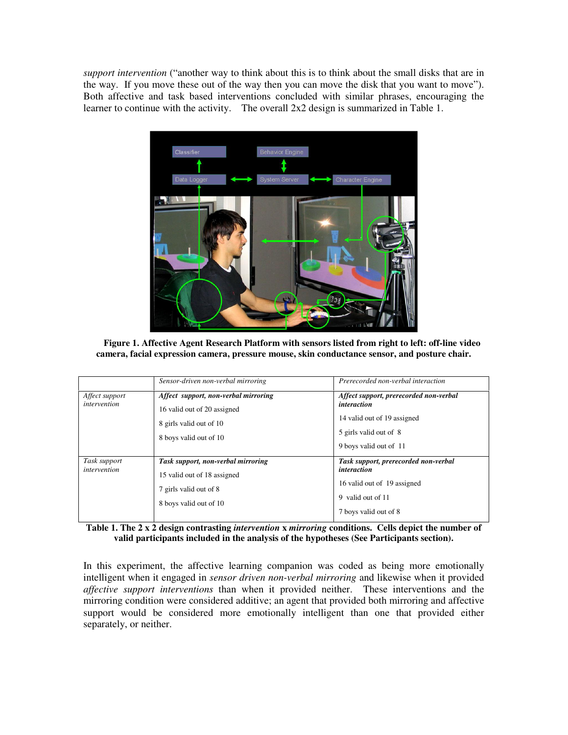*support intervention* ("another way to think about this is to think about the small disks that are in the way. If you move these out of the way then you can move the disk that you want to move"). Both affective and task based interventions concluded with similar phrases, encouraging the learner to continue with the activity. The overall 2x2 design is summarized in Table 1.

**Figure 1. Affective Agent Research Platform with sensors listed from right to left: off-line video camera, facial expression camera, pressure mouse, skin conductance sensor, and posture chair.**

| | *Sensor-driven non-verbal mirroring* | *Prerecorded non-verbal interaction* |
|---|---|---|
| *Affect support intervention* | ***Affect support, non-verbal mirroring***<br>16 valid out of 20 assigned<br>8 girls valid out of 10<br>8 boys valid out of 10 | ***Affect support, prerecorded non-verbal interaction***<br>14 valid out of 19 assigned<br>5 girls valid out of 8<br>9 boys valid out of 11 |
| *Task support intervention* | ***Task support, non-verbal mirroring***<br>15 valid out of 18 assigned<br>7 girls valid out of 8<br>8 boys valid out of 10 | ***Task support, prerecorded non-verbal interaction***<br>16 valid out of 19 assigned<br>9 valid out of 11<br>7 boys valid out of 8 |

**Table 1. The 2 x 2 design contrasting *intervention* x *mirroring* conditions. Cells depict the number of valid participants included in the analysis of the hypotheses (See Participants section).**

In this experiment, the affective learning companion was coded as being more emotionally intelligent when it engaged in *sensor driven non-verbal mirroring* and likewise when it provided *affective support interventions* than when it provided neither. These interventions and the mirroring condition were considered additive; an agent that provided both mirroring and affective support would be considered more emotionally intelligent than one that provided either separately, or neither.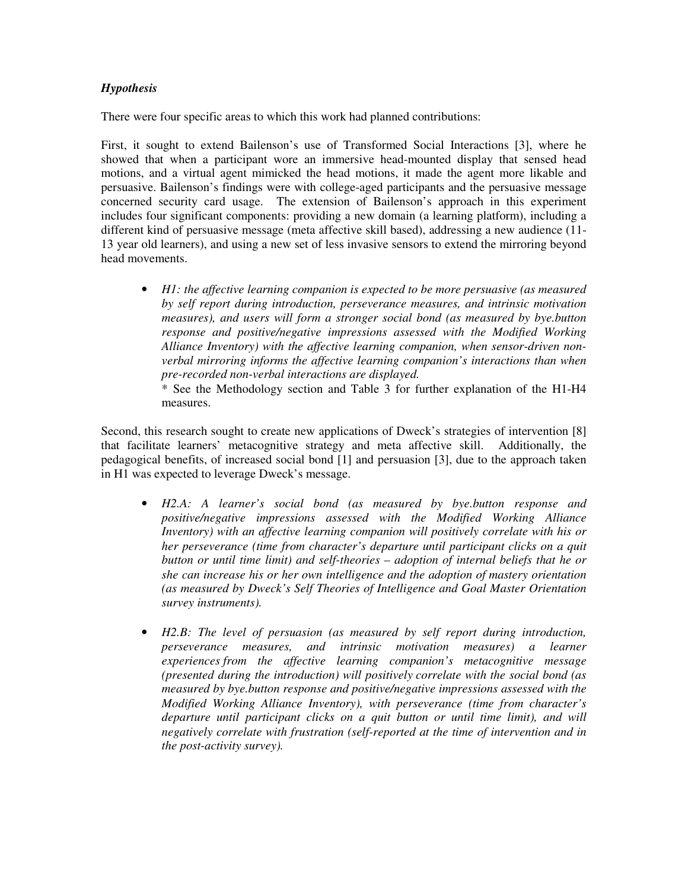### *Hypothesis*

There were four specific areas to which this work had planned contributions:

First, it sought to extend Bailenson's use of Transformed Social Interactions [3], where he showed that when a participant wore an immersive head-mounted display that sensed head motions, and a virtual agent mimicked the head motions, it made the agent more likable and persuasive. Bailenson's findings were with college-aged participants and the persuasive message concerned security card usage. The extension of Bailenson's approach in this experiment includes four significant components: providing a new domain (a learning platform), including a different kind of persuasive message (meta affective skill based), addressing a new audience (11-13 year old learners), and using a new set of less invasive sensors to extend the mirroring beyond head movements.

- *H1: the affective learning companion is expected to be more persuasive (as measured by self report during introduction, perseverance measures, and intrinsic motivation measures), and users will form a stronger social bond (as measured by bye.button response and positive/negative impressions assessed with the Modified Working Alliance Inventory) with the affective learning companion, when sensor-driven non-verbal mirroring informs the affective learning companion's interactions than when pre-recorded non-verbal interactions are displayed.*

  \* See the Methodology section and Table 3 for further explanation of the H1-H4 measures.

Second, this research sought to create new applications of Dweck's strategies of intervention [8] that facilitate learners' metacognitive strategy and meta affective skill. Additionally, the pedagogical benefits, of increased social bond [1] and persuasion [3], due to the approach taken in H1 was expected to leverage Dweck's message.

- *H2.A: A learner's social bond (as measured by bye.button response and positive/negative impressions assessed with the Modified Working Alliance Inventory) with an affective learning companion will positively correlate with his or her perseverance (time from character's departure until participant clicks on a quit button or until time limit) and self-theories – adoption of internal beliefs that he or she can increase his or her own intelligence and the adoption of mastery orientation (as measured by Dweck's Self Theories of Intelligence and Goal Master Orientation survey instruments).*

- *H2.B: The level of persuasion (as measured by self report during introduction, perseverance measures, and intrinsic motivation measures) a learner experiences from the affective learning companion's metacognitive message (presented during the introduction) will positively correlate with the social bond (as measured by bye.button response and positive/negative impressions assessed with the Modified Working Alliance Inventory), with perseverance (time from character's departure until participant clicks on a quit button or until time limit), and will negatively correlate with frustration (self-reported at the time of intervention and in the post-activity survey).*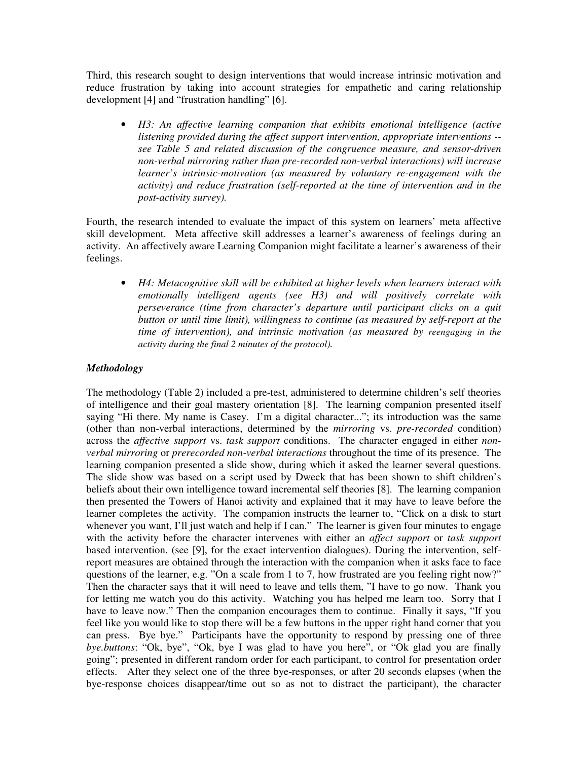Third, this research sought to design interventions that would increase intrinsic motivation and reduce frustration by taking into account strategies for empathetic and caring relationship development [4] and "frustration handling" [6].

- *H3: An affective learning companion that exhibits emotional intelligence (active listening provided during the affect support intervention, appropriate interventions -- see Table 5 and related discussion of the congruence measure, and sensor-driven non-verbal mirroring rather than pre-recorded non-verbal interactions) will increase learner's intrinsic-motivation (as measured by voluntary re-engagement with the activity) and reduce frustration (self-reported at the time of intervention and in the post-activity survey).*

Fourth, the research intended to evaluate the impact of this system on learners' meta affective skill development. Meta affective skill addresses a learner's awareness of feelings during an activity. An affectively aware Learning Companion might facilitate a learner's awareness of their feelings.

- *H4: Metacognitive skill will be exhibited at higher levels when learners interact with emotionally intelligent agents (see H3) and will positively correlate with perseverance (time from character's departure until participant clicks on a quit button or until time limit), willingness to continue (as measured by self-report at the time of intervention), and intrinsic motivation (as measured by reengaging in the activity during the final 2 minutes of the protocol).*

### *Methodology*

The methodology (Table 2) included a pre-test, administered to determine children's self theories of intelligence and their goal mastery orientation [8]. The learning companion presented itself saying "Hi there. My name is Casey. I'm a digital character..."; its introduction was the same (other than non-verbal interactions, determined by the *mirroring* vs. *pre-recorded* condition) across the *affective support* vs. *task support* conditions. The character engaged in either *non-verbal mirroring* or *prerecorded non-verbal interactions* throughout the time of its presence. The learning companion presented a slide show, during which it asked the learner several questions. The slide show was based on a script used by Dweck that has been shown to shift children's beliefs about their own intelligence toward incremental self theories [8]. The learning companion then presented the Towers of Hanoi activity and explained that it may have to leave before the learner completes the activity. The companion instructs the learner to, "Click on a disk to start whenever you want, I'll just watch and help if I can." The learner is given four minutes to engage with the activity before the character intervenes with either an *affect support* or *task support* based intervention. (see [9], for the exact intervention dialogues). During the intervention, self-report measures are obtained through the interaction with the companion when it asks face to face questions of the learner, e.g. "On a scale from 1 to 7, how frustrated are you feeling right now?" Then the character says that it will need to leave and tells them, "I have to go now. Thank you for letting me watch you do this activity. Watching you has helped me learn too. Sorry that I have to leave now." Then the companion encourages them to continue. Finally it says, "If you feel like you would like to stop there will be a few buttons in the upper right hand corner that you can press. Bye bye." Participants have the opportunity to respond by pressing one of three *bye.buttons*: "Ok, bye", "Ok, bye I was glad to have you here", or "Ok glad you are finally going"; presented in different random order for each participant, to control for presentation order effects. After they select one of the three bye-responses, or after 20 seconds elapses (when the bye-response choices disappear/time out so as not to distract the participant), the character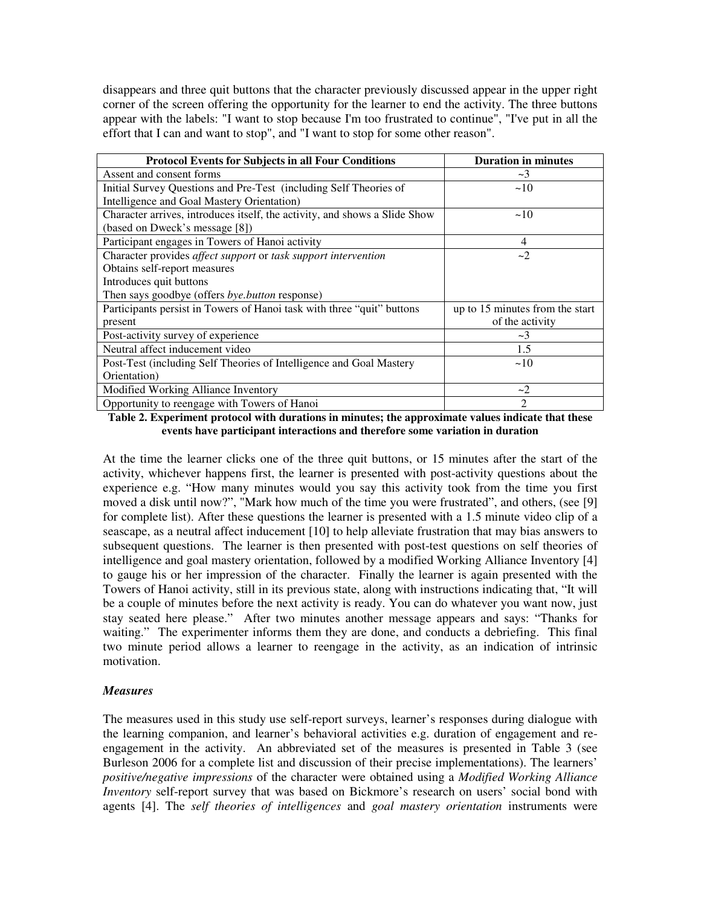disappears and three quit buttons that the character previously discussed appear in the upper right corner of the screen offering the opportunity for the learner to end the activity. The three buttons appear with the labels: "I want to stop because I'm too frustrated to continue", "I've put in all the effort that I can and want to stop", and "I want to stop for some other reason".

| Protocol Events for Subjects in all Four Conditions | Duration in minutes |
|---|---|
| Assent and consent forms | ~3 |
| Initial Survey Questions and Pre-Test (including Self Theories of Intelligence and Goal Mastery Orientation) | ~10 |
| Character arrives, introduces itself, the activity, and shows a Slide Show (based on Dweck's message [8]) | ~10 |
| Participant engages in Towers of Hanoi activity | 4 |
| Character provides *affect support* or *task support intervention*<br>Obtains self-report measures<br>Introduces quit buttons<br>Then says goodbye (offers *bye.button* response) | ~2 |
| Participants persist in Towers of Hanoi task with three "quit" buttons present | up to 15 minutes from the start of the activity |
| Post-activity survey of experience | ~3 |
| Neutral affect inducement video | 1.5 |
| Post-Test (including Self Theories of Intelligence and Goal Mastery Orientation) | ~10 |
| Modified Working Alliance Inventory | ~2 |
| Opportunity to reengage with Towers of Hanoi | 2 |

**Table 2. Experiment protocol with durations in minutes; the approximate values indicate that these events have participant interactions and therefore some variation in duration**

At the time the learner clicks one of the three quit buttons, or 15 minutes after the start of the activity, whichever happens first, the learner is presented with post-activity questions about the experience e.g. "How many minutes would you say this activity took from the time you first moved a disk until now?", "Mark how much of the time you were frustrated", and others, (see [9] for complete list). After these questions the learner is presented with a 1.5 minute video clip of a seascape, as a neutral affect inducement [10] to help alleviate frustration that may bias answers to subsequent questions. The learner is then presented with post-test questions on self theories of intelligence and goal mastery orientation, followed by a modified Working Alliance Inventory [4] to gauge his or her impression of the character. Finally the learner is again presented with the Towers of Hanoi activity, still in its previous state, along with instructions indicating that, "It will be a couple of minutes before the next activity is ready. You can do whatever you want now, just stay seated here please." After two minutes another message appears and says: "Thanks for waiting." The experimenter informs them they are done, and conducts a debriefing. This final two minute period allows a learner to reengage in the activity, as an indication of intrinsic motivation.

### *Measures*

The measures used in this study use self-report surveys, learner's responses during dialogue with the learning companion, and learner's behavioral activities e.g. duration of engagement and re-engagement in the activity. An abbreviated set of the measures is presented in Table 3 (see Burleson 2006 for a complete list and discussion of their precise implementations). The learners' *positive/negative impressions* of the character were obtained using a *Modified Working Alliance Inventory* self-report survey that was based on Bickmore's research on users' social bond with agents [4]. The *self theories of intelligences* and *goal mastery orientation* instruments were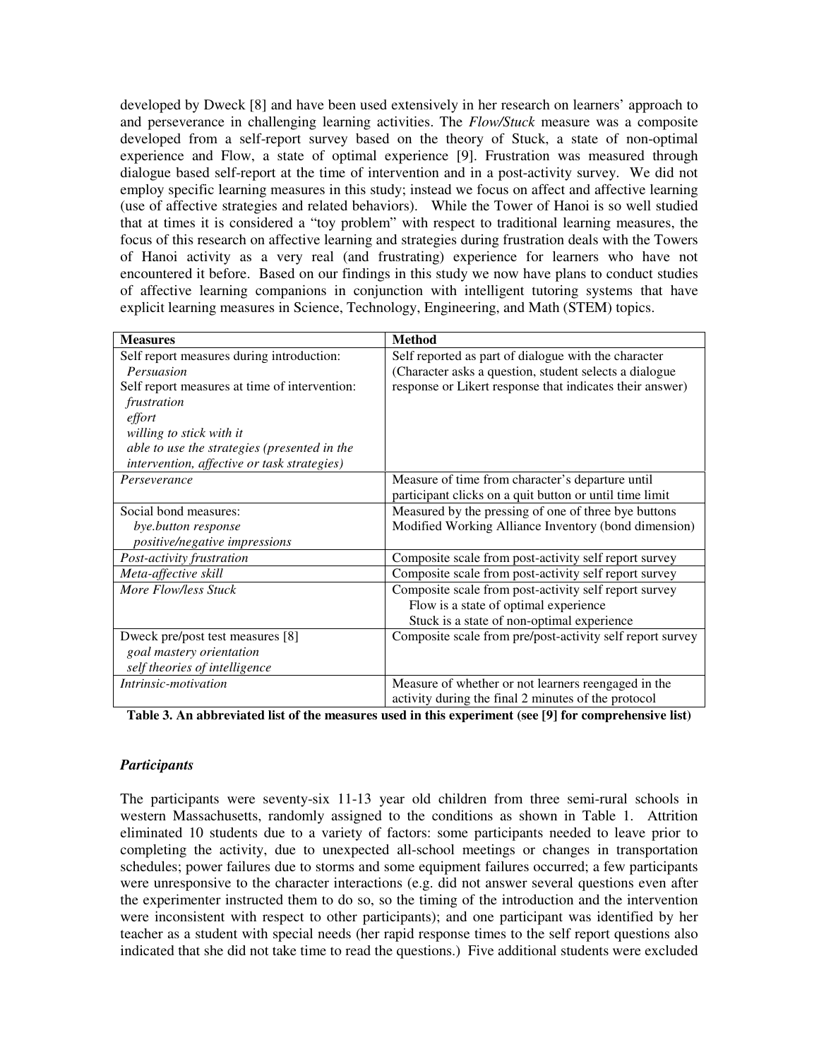developed by Dweck [8] and have been used extensively in her research on learners' approach to and perseverance in challenging learning activities. The *Flow/Stuck* measure was a composite developed from a self-report survey based on the theory of Stuck, a state of non-optimal experience and Flow, a state of optimal experience [9]. Frustration was measured through dialogue based self-report at the time of intervention and in a post-activity survey. We did not employ specific learning measures in this study; instead we focus on affect and affective learning (use of affective strategies and related behaviors). While the Tower of Hanoi is so well studied that at times it is considered a "toy problem" with respect to traditional learning measures, the focus of this research on affective learning and strategies during frustration deals with the Towers of Hanoi activity as a very real (and frustrating) experience for learners who have not encountered it before. Based on our findings in this study we now have plans to conduct studies of affective learning companions in conjunction with intelligent tutoring systems that have explicit learning measures in Science, Technology, Engineering, and Math (STEM) topics.

| Measures | Method |
|---|---|
| Self report measures during introduction:<br>*Persuasion*<br>Self report measures at time of intervention:<br>*frustration*<br>*effort*<br>*willing to stick with it*<br>*able to use the strategies (presented in the intervention, affective or task strategies)* | Self reported as part of dialogue with the character (Character asks a question, student selects a dialogue response or Likert response that indicates their answer) |
| *Perseverance* | Measure of time from character's departure until participant clicks on a quit button or until time limit |
| Social bond measures:<br>*bye.button response*<br>*positive/negative impressions* | Measured by the pressing of one of three bye buttons<br>Modified Working Alliance Inventory (bond dimension) |
| *Post-activity frustration* | Composite scale from post-activity self report survey |
| *Meta-affective skill* | Composite scale from post-activity self report survey |
| *More Flow/less Stuck* | Composite scale from post-activity self report survey<br>Flow is a state of optimal experience<br>Stuck is a state of non-optimal experience |
| Dweck pre/post test measures [8]<br>*goal mastery orientation*<br>*self theories of intelligence* | Composite scale from pre/post-activity self report survey |
| *Intrinsic-motivation* | Measure of whether or not learners reengaged in the activity during the final 2 minutes of the protocol |

**Table 3. An abbreviated list of the measures used in this experiment (see [9] for comprehensive list)**

### *Participants*

The participants were seventy-six 11-13 year old children from three semi-rural schools in western Massachusetts, randomly assigned to the conditions as shown in Table 1. Attrition eliminated 10 students due to a variety of factors: some participants needed to leave prior to completing the activity, due to unexpected all-school meetings or changes in transportation schedules; power failures due to storms and some equipment failures occurred; a few participants were unresponsive to the character interactions (e.g. did not answer several questions even after the experimenter instructed them to do so, so the timing of the introduction and the intervention were inconsistent with respect to other participants); and one participant was identified by her teacher as a student with special needs (her rapid response times to the self report questions also indicated that she did not take time to read the questions.) Five additional students were excluded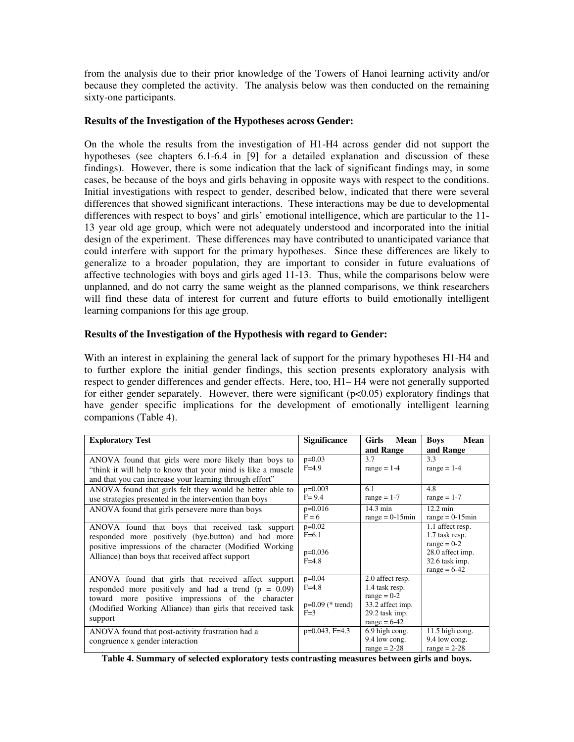from the analysis due to their prior knowledge of the Towers of Hanoi learning activity and/or because they completed the activity. The analysis below was then conducted on the remaining sixty-one participants.

**Results of the Investigation of the Hypotheses across Gender:**

On the whole the results from the investigation of H1-H4 across gender did not support the hypotheses (see chapters 6.1-6.4 in [9] for a detailed explanation and discussion of these findings). However, there is some indication that the lack of significant findings may, in some cases, be because of the boys and girls behaving in opposite ways with respect to the conditions. Initial investigations with respect to gender, described below, indicated that there were several differences that showed significant interactions. These interactions may be due to developmental differences with respect to boys' and girls' emotional intelligence, which are particular to the 11-13 year old age group, which were not adequately understood and incorporated into the initial design of the experiment. These differences may have contributed to unanticipated variance that could interfere with support for the primary hypotheses. Since these differences are likely to generalize to a broader population, they are important to consider in future evaluations of affective technologies with boys and girls aged 11-13. Thus, while the comparisons below were unplanned, and do not carry the same weight as the planned comparisons, we think researchers will find these data of interest for current and future efforts to build emotionally intelligent learning companions for this age group.

**Results of the Investigation of the Hypothesis with regard to Gender:**

With an interest in explaining the general lack of support for the primary hypotheses H1-H4 and to further explore the initial gender findings, this section presents exploratory analysis with respect to gender differences and gender effects. Here, too, H1– H4 were not generally supported for either gender separately. However, there were significant ($p<0.05$) exploratory findings that have gender specific implications for the development of emotionally intelligent learning companions (Table 4).

| Exploratory Test | Significance | Girls Mean and Range | Boys Mean and Range |
|---|---|---|---|
| ANOVA found that girls were more likely than boys to "think it will help to know that your mind is like a muscle and that you can increase your learning through effort" | p=0.03<br>F=4.9 | 3.7<br>range = 1-4 | 3.3<br>range = 1-4 |
| ANOVA found that girls felt they would be better able to use strategies presented in the intervention than boys | p=0.003<br>F= 9.4 | 6.1<br>range = 1-7 | 4.8<br>range = 1-7 |
| ANOVA found that girls persevere more than boys | p=0.016<br>F = 6 | 14.3 min<br>range = 0-15min | 12.2 min<br>range = 0-15min |
| ANOVA found that boys that received task support responded more positively (bye.button) and had more positive impressions of the character (Modified Working Alliance) than boys that received affect support | p=0.02<br>F=6.1<br><br>p=0.036<br>F=4.8 | | 1.1 affect resp.<br>1.7 task resp.<br>range = 0-2<br>28.0 affect imp.<br>32.6 task imp.<br>range = 6-42 |
| ANOVA found that girls that received affect support responded more positively and had a trend (p = 0.09) toward more positive impressions of the character (Modified Working Alliance) than girls that received task support | p=0.04<br>F=4.8<br><br>p=0.09 (* trend)<br>F=3 | 2.0 affect resp.<br>1.4 task resp.<br>range = 0-2<br>33.2 affect imp.<br>29.2 task imp.<br>range = 6-42 | |
| ANOVA found that post-activity frustration had a congruence x gender interaction | p=0.043, F=4.3 | 6.9 high cong.<br>9.4 low cong.<br>range = 2-28 | 11.5 high cong.<br>9.4 low cong.<br>range = 2-28 |

**Table 4. Summary of selected exploratory tests contrasting measures between girls and boys.**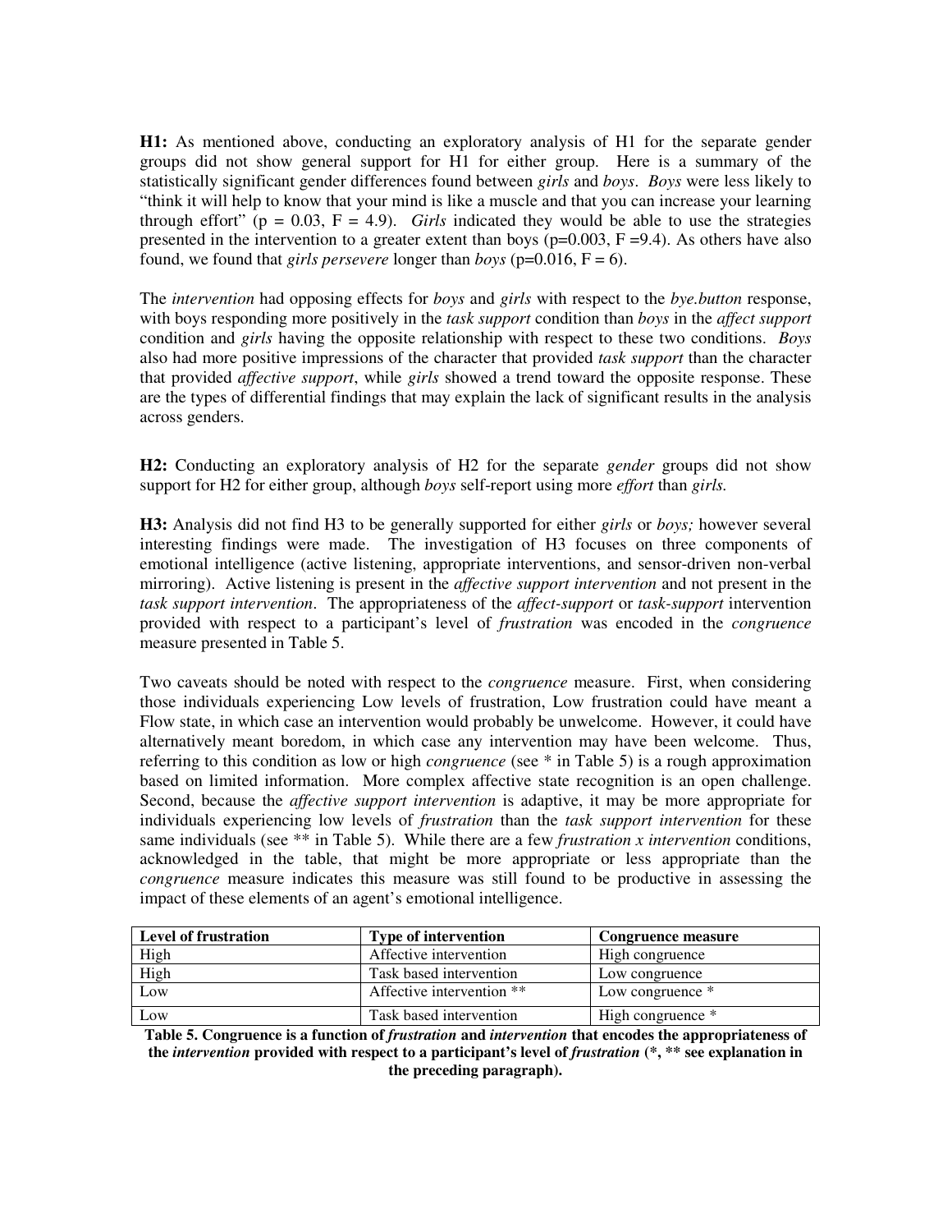**H1:** As mentioned above, conducting an exploratory analysis of H1 for the separate gender groups did not show general support for H1 for either group. Here is a summary of the statistically significant gender differences found between *girls* and *boys*. *Boys* were less likely to "think it will help to know that your mind is like a muscle and that you can increase your learning through effort" ($p = 0.03$, $F = 4.9$). *Girls* indicated they would be able to use the strategies presented in the intervention to a greater extent than boys ($p=0.003$, $F=9.4$). As others have also found, we found that *girls persevere* longer than *boys* ($p=0.016$, $F = 6$).

The *intervention* had opposing effects for *boys* and *girls* with respect to the *bye.button* response, with boys responding more positively in the *task support* condition than *boys* in the *affect support* condition and *girls* having the opposite relationship with respect to these two conditions. *Boys* also had more positive impressions of the character that provided *task support* than the character that provided *affective support*, while *girls* showed a trend toward the opposite response. These are the types of differential findings that may explain the lack of significant results in the analysis across genders.

**H2:** Conducting an exploratory analysis of H2 for the separate *gender* groups did not show support for H2 for either group, although *boys* self-report using more *effort* than *girls.*

**H3:** Analysis did not find H3 to be generally supported for either *girls* or *boys;* however several interesting findings were made. The investigation of H3 focuses on three components of emotional intelligence (active listening, appropriate interventions, and sensor-driven non-verbal mirroring). Active listening is present in the *affective support intervention* and not present in the *task support intervention*. The appropriateness of the *affect-support* or *task-support* intervention provided with respect to a participant's level of *frustration* was encoded in the *congruence* measure presented in Table 5.

Two caveats should be noted with respect to the *congruence* measure. First, when considering those individuals experiencing Low levels of frustration, Low frustration could have meant a Flow state, in which case an intervention would probably be unwelcome. However, it could have alternatively meant boredom, in which case any intervention may have been welcome. Thus, referring to this condition as low or high *congruence* (see * in Table 5) is a rough approximation based on limited information. More complex affective state recognition is an open challenge. Second, because the *affective support intervention* is adaptive, it may be more appropriate for individuals experiencing low levels of *frustration* than the *task support intervention* for these same individuals (see ** in Table 5). While there are a few *frustration x intervention* conditions, acknowledged in the table, that might be more appropriate or less appropriate than the *congruence* measure indicates this measure was still found to be productive in assessing the impact of these elements of an agent's emotional intelligence.

| Level of frustration | Type of intervention | Congruence measure |
|---|---|---|
| High | Affective intervention | High congruence |
| High | Task based intervention | Low congruence |
| Low | Affective intervention ** | Low congruence * |
| Low | Task based intervention | High congruence * |

**Table 5. Congruence is a function of *frustration* and *intervention* that encodes the appropriateness of the *intervention* provided with respect to a participant's level of *frustration* (*, ** see explanation in the preceding paragraph).**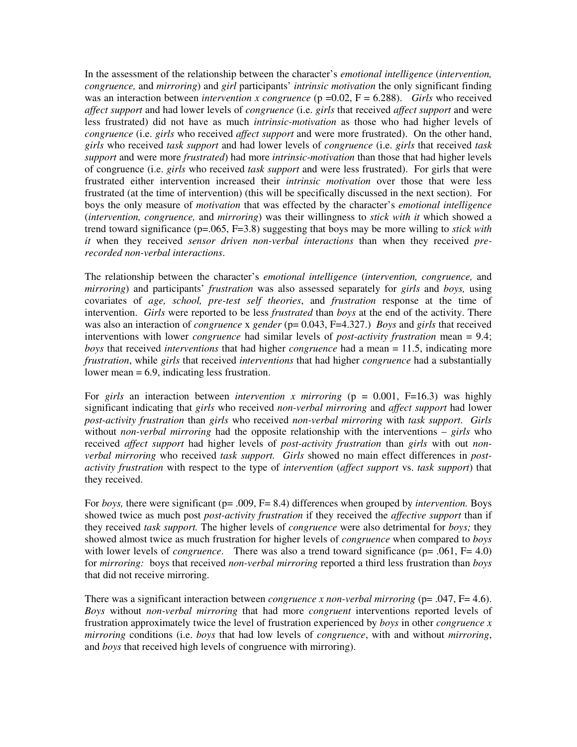In the assessment of the relationship between the character's *emotional intelligence* (*intervention, congruence,* and *mirroring*) and *girl* participants' *intrinsic motivation* the only significant finding was an interaction between *intervention x congruence* ($p = 0.02$, $F = 6.288$). *Girls* who received *affect support* and had lower levels of *congruence* (i.e. *girls* that received *affect support* and were less frustrated) did not have as much *intrinsic-motivation* as those who had higher levels of *congruence* (i.e. *girls* who received *affect support* and were more frustrated). On the other hand, *girls* who received *task support* and had lower levels of *congruence* (i.e. *girls* that received *task support* and were more *frustrated*) had more *intrinsic-motivation* than those that had higher levels of congruence (i.e. *girls* who received *task support* and were less frustrated). For girls that were frustrated either intervention increased their *intrinsic motivation* over those that were less frustrated (at the time of intervention) (this will be specifically discussed in the next section). For boys the only measure of *motivation* that was effected by the character's *emotional intelligence* (*intervention, congruence,* and *mirroring*) was their willingness to *stick with it* which showed a trend toward significance ($p=.065$, $F=3.8$) suggesting that boys may be more willing to *stick with it* when they received *sensor driven non-verbal interactions* than when they received *pre-recorded non-verbal interactions*.

The relationship between the character's *emotional intelligence* (*intervention, congruence,* and *mirroring*) and participants' *frustration* was also assessed separately for *girls* and *boys,* using covariates of *age, school, pre-test self theories*, and *frustration* response at the time of intervention. *Girls* were reported to be less *frustrated* than *boys* at the end of the activity. There was also an interaction of *congruence* x *gender* ($p= 0.043$, $F=4.327$.) *Boys* and *girls* that received interventions with lower *congruence* had similar levels of *post-activity frustration* mean = 9.4; *boys* that received *interventions* that had higher *congruence* had a mean = 11.5, indicating more *frustration*, while *girls* that received *interventions* that had higher *congruence* had a substantially lower mean = 6.9, indicating less frustration.

For *girls* an interaction between *intervention x mirroring* ($p = 0.001$, $F=16.3$) was highly significant indicating that *girls* who received *non-verbal mirroring* and *affect support* had lower *post-activity frustration* than *girls* who received *non-verbal mirroring* with *task support*. *Girls* without *non-verbal mirroring* had the opposite relationship with the interventions – *girls* who received *affect support* had higher levels of *post-activity frustration* than *girls* with out *non-verbal mirroring* who received *task support.* *Girls* showed no main effect differences in *post-activity frustration* with respect to the type of *intervention* (*affect support* vs. *task support*) that they received.

For *boys,* there were significant ($p= .009$, $F= 8.4$) differences when grouped by *intervention.* Boys showed twice as much post *post-activity frustration* if they received the *affective support* than if they received *task support.* The higher levels of *congruence* were also detrimental for *boys;* they showed almost twice as much frustration for higher levels of *congruence* when compared to *boys* with lower levels of *congruence*. There was also a trend toward significance ($p= .061$, $F= 4.0$) for *mirroring:* boys that received *non-verbal mirroring* reported a third less frustration than *boys* that did not receive mirroring.

There was a significant interaction between *congruence x non-verbal mirroring* ($p= .047$, $F= 4.6$). *Boys* without *non-verbal mirroring* that had more *congruent* interventions reported levels of frustration approximately twice the level of frustration experienced by *boys* in other *congruence x mirroring* conditions (i.e. *boys* that had low levels of *congruence*, with and without *mirroring*, and *boys* that received high levels of congruence with mirroring).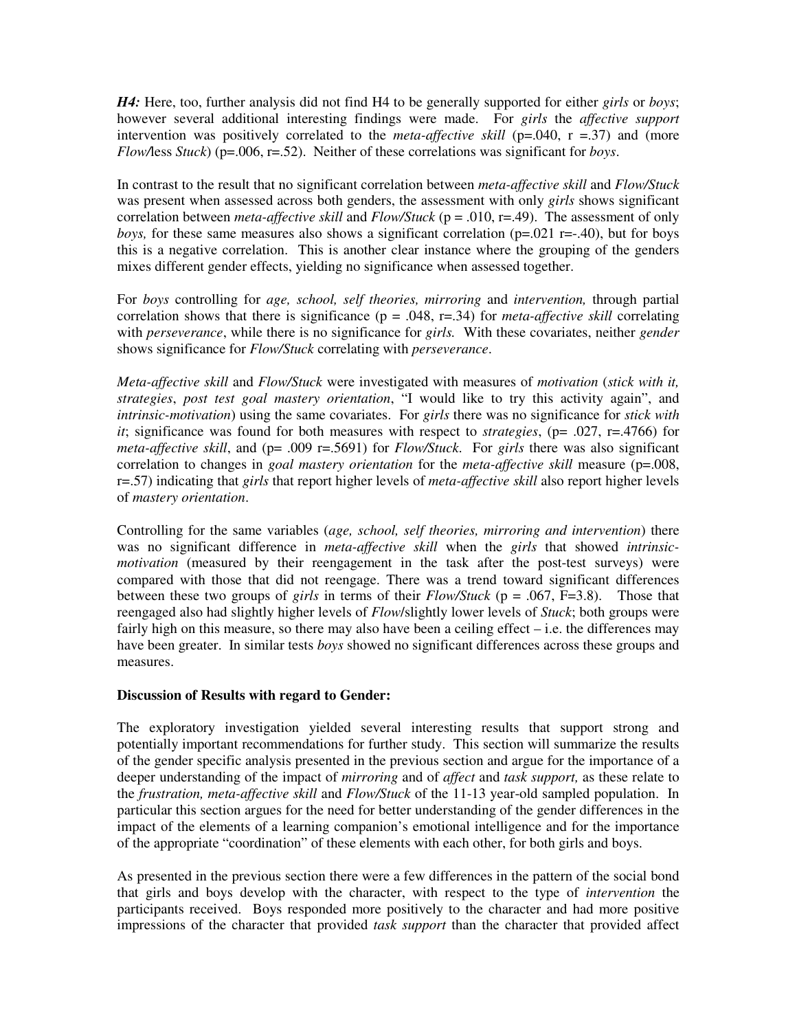*H4:* Here, too, further analysis did not find H4 to be generally supported for either *girls* or *boys*; however several additional interesting findings were made. For *girls* the *affective support* intervention was positively correlated to the *meta-affective skill* ($p=.040$, $r=.37$) and (more *Flow/*less *Stuck*) ($p=.006$, $r=.52$). Neither of these correlations was significant for *boys*.

In contrast to the result that no significant correlation between *meta-affective skill* and *Flow/Stuck* was present when assessed across both genders, the assessment with only *girls* shows significant correlation between *meta-affective skill* and *Flow/Stuck* ($p = .010$, $r=.49$). The assessment of only *boys,* for these same measures also shows a significant correlation ($p=.021$ $r=-.40$), but for boys this is a negative correlation. This is another clear instance where the grouping of the genders mixes different gender effects, yielding no significance when assessed together.

For *boys* controlling for *age, school, self theories, mirroring* and *intervention,* through partial correlation shows that there is significance ($p = .048$, $r=.34$) for *meta-affective skill* correlating with *perseverance*, while there is no significance for *girls.* With these covariates, neither *gender* shows significance for *Flow/Stuck* correlating with *perseverance*.

*Meta-affective skill* and *Flow/Stuck* were investigated with measures of *motivation* (*stick with it, strategies*, *post test goal mastery orientation*, "I would like to try this activity again", and *intrinsic-motivation*) using the same covariates. For *girls* there was no significance for *stick with it*; significance was found for both measures with respect to *strategies*, ($p= .027$, $r=.4766$) for *meta-affective skill*, and ($p= .009$ $r=.5691$) for *Flow/Stuck*. For *girls* there was also significant correlation to changes in *goal mastery orientation* for the *meta-affective skill* measure ($p=.008$, $r=.57$) indicating that *girls* that report higher levels of *meta-affective skill* also report higher levels of *mastery orientation*.

Controlling for the same variables (*age, school, self theories, mirroring and intervention*) there was no significant difference in *meta-affective skill* when the *girls* that showed *intrinsic-motivation* (measured by their reengagement in the task after the post-test surveys) were compared with those that did not reengage. There was a trend toward significant differences between these two groups of *girls* in terms of their *Flow/Stuck* ($p = .067$, $F=3.8$). Those that reengaged also had slightly higher levels of *Flow*/slightly lower levels of *Stuck*; both groups were fairly high on this measure, so there may also have been a ceiling effect – i.e. the differences may have been greater. In similar tests *boys* showed no significant differences across these groups and measures.

**Discussion of Results with regard to Gender:**

The exploratory investigation yielded several interesting results that support strong and potentially important recommendations for further study. This section will summarize the results of the gender specific analysis presented in the previous section and argue for the importance of a deeper understanding of the impact of *mirroring* and of *affect* and *task support,* as these relate to the *frustration, meta-affective skill* and *Flow/Stuck* of the 11-13 year-old sampled population. In particular this section argues for the need for better understanding of the gender differences in the impact of the elements of a learning companion's emotional intelligence and for the importance of the appropriate "coordination" of these elements with each other, for both girls and boys.

As presented in the previous section there were a few differences in the pattern of the social bond that girls and boys develop with the character, with respect to the type of *intervention* the participants received. Boys responded more positively to the character and had more positive impressions of the character that provided *task support* than the character that provided affect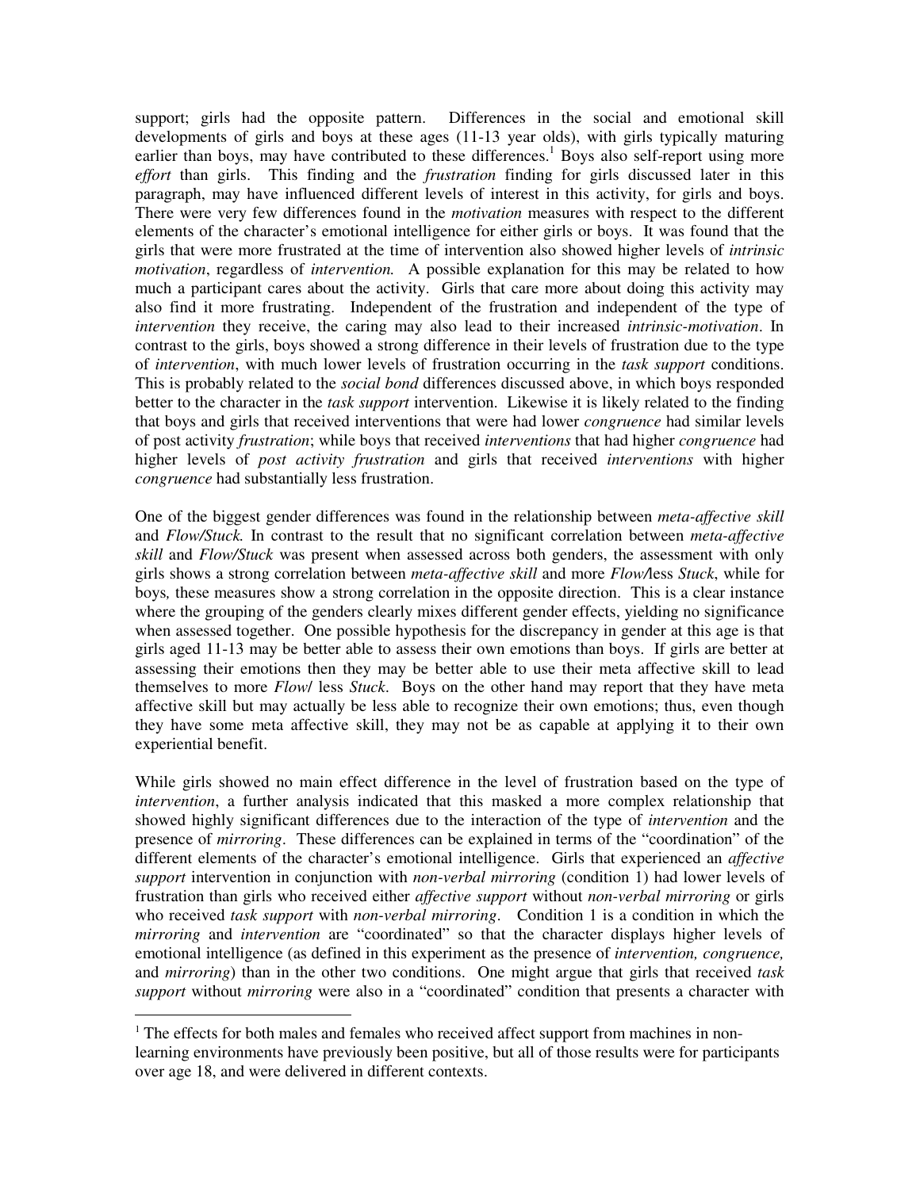support; girls had the opposite pattern. Differences in the social and emotional skill developments of girls and boys at these ages (11-13 year olds), with girls typically maturing earlier than boys, may have contributed to these differences.[1] Boys also self-report using more *effort* than girls. This finding and the *frustration* finding for girls discussed later in this paragraph, may have influenced different levels of interest in this activity, for girls and boys. There were very few differences found in the *motivation* measures with respect to the different elements of the character's emotional intelligence for either girls or boys. It was found that the girls that were more frustrated at the time of intervention also showed higher levels of *intrinsic motivation*, regardless of *intervention.* A possible explanation for this may be related to how much a participant cares about the activity. Girls that care more about doing this activity may also find it more frustrating. Independent of the frustration and independent of the type of *intervention* they receive, the caring may also lead to their increased *intrinsic-motivation*. In contrast to the girls, boys showed a strong difference in their levels of frustration due to the type of *intervention*, with much lower levels of frustration occurring in the *task support* conditions. This is probably related to the *social bond* differences discussed above, in which boys responded better to the character in the *task support* intervention. Likewise it is likely related to the finding that boys and girls that received interventions that were had lower *congruence* had similar levels of post activity *frustration*; while boys that received *interventions* that had higher *congruence* had higher levels of *post activity frustration* and girls that received *interventions* with higher *congruence* had substantially less frustration.

One of the biggest gender differences was found in the relationship between *meta-affective skill* and *Flow/Stuck.* In contrast to the result that no significant correlation between *meta-affective skill* and *Flow/Stuck* was present when assessed across both genders, the assessment with only girls shows a strong correlation between *meta-affective skill* and more *Flow/*less *Stuck*, while for boys*,* these measures show a strong correlation in the opposite direction. This is a clear instance where the grouping of the genders clearly mixes different gender effects, yielding no significance when assessed together. One possible hypothesis for the discrepancy in gender at this age is that girls aged 11-13 may be better able to assess their own emotions than boys. If girls are better at assessing their emotions then they may be better able to use their meta affective skill to lead themselves to more *Flow*/ less *Stuck*. Boys on the other hand may report that they have meta affective skill but may actually be less able to recognize their own emotions; thus, even though they have some meta affective skill, they may not be as capable at applying it to their own experiential benefit.

While girls showed no main effect difference in the level of frustration based on the type of *intervention*, a further analysis indicated that this masked a more complex relationship that showed highly significant differences due to the interaction of the type of *intervention* and the presence of *mirroring*. These differences can be explained in terms of the "coordination" of the different elements of the character's emotional intelligence. Girls that experienced an *affective support* intervention in conjunction with *non-verbal mirroring* (condition 1) had lower levels of frustration than girls who received either *affective support* without *non-verbal mirroring* or girls who received *task support* with *non-verbal mirroring*. Condition 1 is a condition in which the *mirroring* and *intervention* are "coordinated" so that the character displays higher levels of emotional intelligence (as defined in this experiment as the presence of *intervention, congruence,* and *mirroring*) than in the other two conditions. One might argue that girls that received *task support* without *mirroring* were also in a "coordinated" condition that presents a character with

[1] The effects for both males and females who received affect support from machines in non-learning environments have previously been positive, but all of those results were for participants over age 18, and were delivered in different contexts.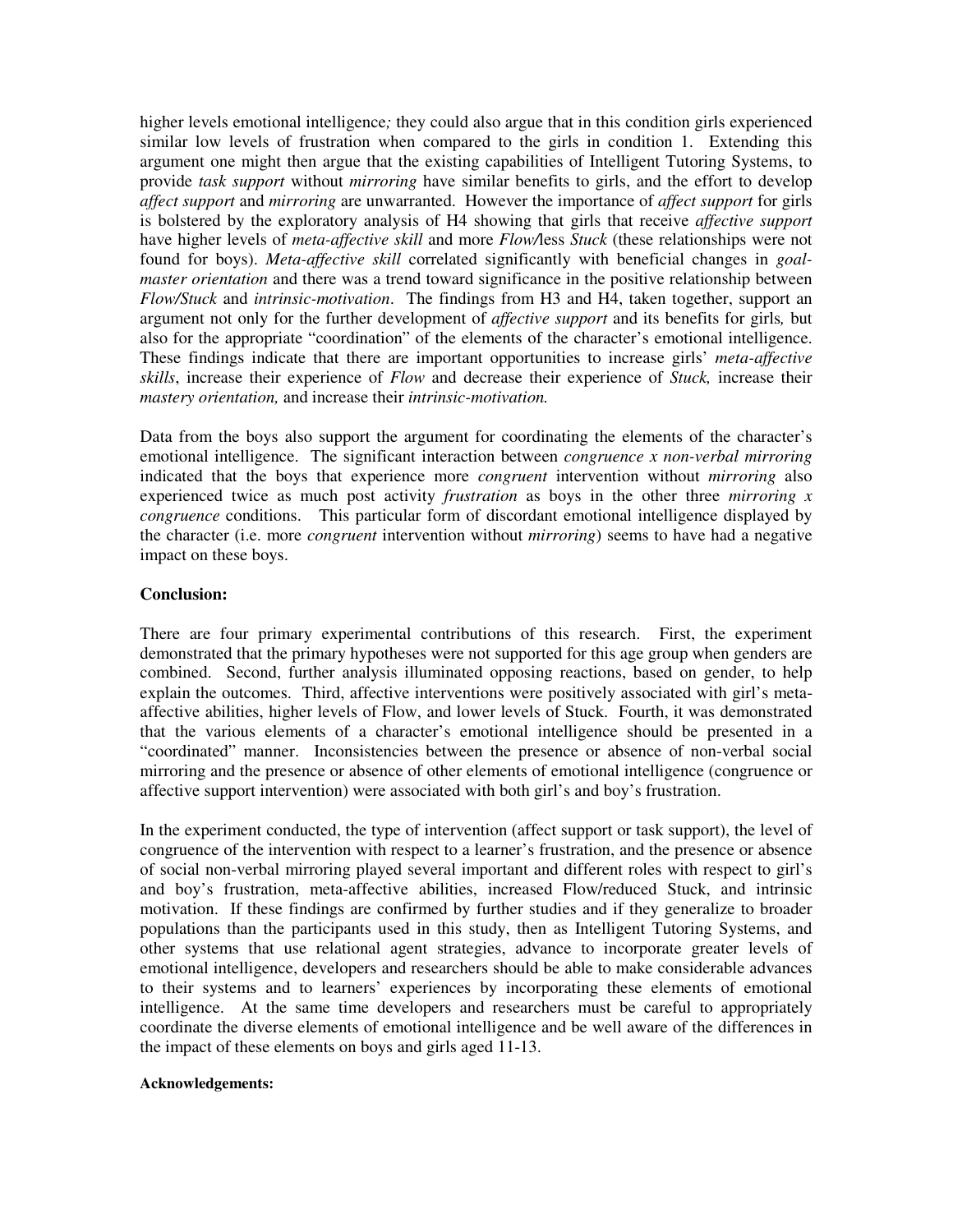higher levels emotional intelligence*;* they could also argue that in this condition girls experienced similar low levels of frustration when compared to the girls in condition 1. Extending this argument one might then argue that the existing capabilities of Intelligent Tutoring Systems, to provide *task support* without *mirroring* have similar benefits to girls, and the effort to develop *affect support* and *mirroring* are unwarranted. However the importance of *affect support* for girls is bolstered by the exploratory analysis of H4 showing that girls that receive *affective support* have higher levels of *meta-affective skill* and more *Flow/*less *Stuck* (these relationships were not found for boys). *Meta-affective skill* correlated significantly with beneficial changes in *goal-master orientation* and there was a trend toward significance in the positive relationship between *Flow/Stuck* and *intrinsic-motivation*. The findings from H3 and H4, taken together, support an argument not only for the further development of *affective support* and its benefits for girls*,* but also for the appropriate "coordination" of the elements of the character's emotional intelligence. These findings indicate that there are important opportunities to increase girls' *meta-affective skills*, increase their experience of *Flow* and decrease their experience of *Stuck,* increase their *mastery orientation,* and increase their *intrinsic-motivation.*

Data from the boys also support the argument for coordinating the elements of the character's emotional intelligence. The significant interaction between *congruence x non-verbal mirroring* indicated that the boys that experience more *congruent* intervention without *mirroring* also experienced twice as much post activity *frustration* as boys in the other three *mirroring x congruence* conditions. This particular form of discordant emotional intelligence displayed by the character (i.e. more *congruent* intervention without *mirroring*) seems to have had a negative impact on these boys.

**Conclusion:**

There are four primary experimental contributions of this research. First, the experiment demonstrated that the primary hypotheses were not supported for this age group when genders are combined. Second, further analysis illuminated opposing reactions, based on gender, to help explain the outcomes. Third, affective interventions were positively associated with girl's meta-affective abilities, higher levels of Flow, and lower levels of Stuck. Fourth, it was demonstrated that the various elements of a character's emotional intelligence should be presented in a "coordinated" manner. Inconsistencies between the presence or absence of non-verbal social mirroring and the presence or absence of other elements of emotional intelligence (congruence or affective support intervention) were associated with both girl's and boy's frustration.

In the experiment conducted, the type of intervention (affect support or task support), the level of congruence of the intervention with respect to a learner's frustration, and the presence or absence of social non-verbal mirroring played several important and different roles with respect to girl's and boy's frustration, meta-affective abilities, increased Flow/reduced Stuck, and intrinsic motivation. If these findings are confirmed by further studies and if they generalize to broader populations than the participants used in this study, then as Intelligent Tutoring Systems, and other systems that use relational agent strategies, advance to incorporate greater levels of emotional intelligence, developers and researchers should be able to make considerable advances to their systems and to learners' experiences by incorporating these elements of emotional intelligence. At the same time developers and researchers must be careful to appropriately coordinate the diverse elements of emotional intelligence and be well aware of the differences in the impact of these elements on boys and girls aged 11-13.

**Acknowledgements:**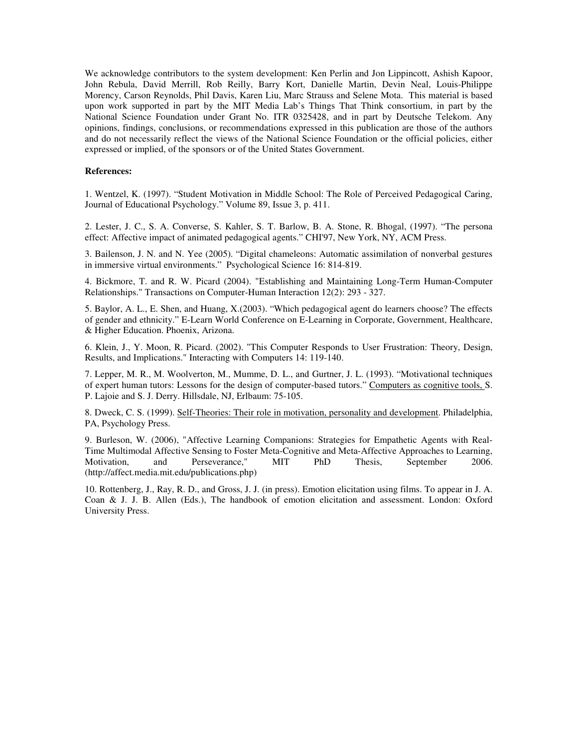We acknowledge contributors to the system development: Ken Perlin and Jon Lippincott, Ashish Kapoor, John Rebula, David Merrill, Rob Reilly, Barry Kort, Danielle Martin, Devin Neal, Louis-Philippe Morency, Carson Reynolds, Phil Davis, Karen Liu, Marc Strauss and Selene Mota. This material is based upon work supported in part by the MIT Media Lab's Things That Think consortium, in part by the National Science Foundation under Grant No. ITR 0325428, and in part by Deutsche Telekom. Any opinions, findings, conclusions, or recommendations expressed in this publication are those of the authors and do not necessarily reflect the views of the National Science Foundation or the official policies, either expressed or implied, of the sponsors or of the United States Government.

**References:**

1. Wentzel, K. (1997). "Student Motivation in Middle School: The Role of Perceived Pedagogical Caring, Journal of Educational Psychology." Volume 89, Issue 3, p. 411.

2. Lester, J. C., S. A. Converse, S. Kahler, S. T. Barlow, B. A. Stone, R. Bhogal, (1997). "The persona effect: Affective impact of animated pedagogical agents." CHI'97, New York, NY, ACM Press.

3. Bailenson, J. N. and N. Yee (2005). "Digital chameleons: Automatic assimilation of nonverbal gestures in immersive virtual environments." Psychological Science 16: 814-819.

4. Bickmore, T. and R. W. Picard (2004). "Establishing and Maintaining Long-Term Human-Computer Relationships." Transactions on Computer-Human Interaction 12(2): 293 - 327.

5. Baylor, A. L., E. Shen, and Huang, X.(2003). "Which pedagogical agent do learners choose? The effects of gender and ethnicity." E-Learn World Conference on E-Learning in Corporate, Government, Healthcare, & Higher Education. Phoenix, Arizona.

6. Klein, J., Y. Moon, R. Picard. (2002). "This Computer Responds to User Frustration: Theory, Design, Results, and Implications." Interacting with Computers 14: 119-140.

7. Lepper, M. R., M. Woolverton, M., Mumme, D. L., and Gurtner, J. L. (1993). "Motivational techniques of expert human tutors: Lessons for the design of computer-based tutors." Computers as cognitive tools, S. P. Lajoie and S. J. Derry. Hillsdale, NJ, Erlbaum: 75-105.

8. Dweck, C. S. (1999). Self-Theories: Their role in motivation, personality and development. Philadelphia, PA, Psychology Press.

9. Burleson, W. (2006), "Affective Learning Companions: Strategies for Empathetic Agents with Real-Time Multimodal Affective Sensing to Foster Meta-Cognitive and Meta-Affective Approaches to Learning, Motivation, and Perseverance," MIT PhD Thesis, September 2006. (http://affect.media.mit.edu/publications.php)

10. Rottenberg, J., Ray, R. D., and Gross, J. J. (in press). Emotion elicitation using films. To appear in J. A. Coan & J. J. B. Allen (Eds.), The handbook of emotion elicitation and assessment. London: Oxford University Press.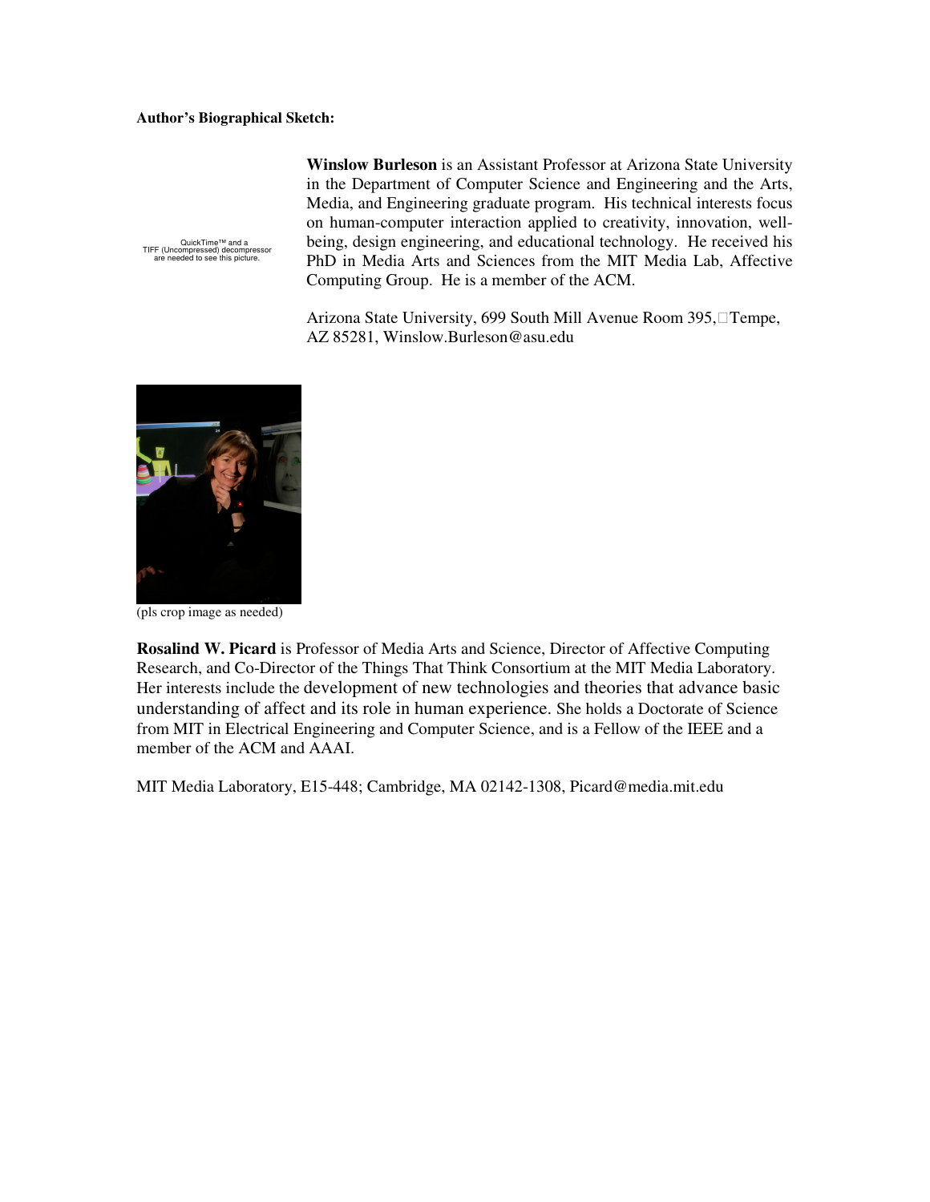**Author's Biographical Sketch:**

QuickTime™ and a TIFF (Uncompressed) decompressor are needed to see this picture.

**Winslow Burleson** is an Assistant Professor at Arizona State University in the Department of Computer Science and Engineering and the Arts, Media, and Engineering graduate program. His technical interests focus on human-computer interaction applied to creativity, innovation, well-being, design engineering, and educational technology. He received his PhD in Media Arts and Sciences from the MIT Media Lab, Affective Computing Group. He is a member of the ACM.

Arizona State University, 699 South Mill Avenue Room 395, Tempe, AZ 85281, Winslow.Burleson@asu.edu

(pls crop image as needed)

**Rosalind W. Picard** is Professor of Media Arts and Science, Director of Affective Computing Research, and Co-Director of the Things That Think Consortium at the MIT Media Laboratory. Her interests include the development of new technologies and theories that advance basic understanding of affect and its role in human experience. She holds a Doctorate of Science from MIT in Electrical Engineering and Computer Science, and is a Fellow of the IEEE and a member of the ACM and AAAI.

MIT Media Laboratory, E15-448; Cambridge, MA 02142-1308, Picard@media.mit.edu